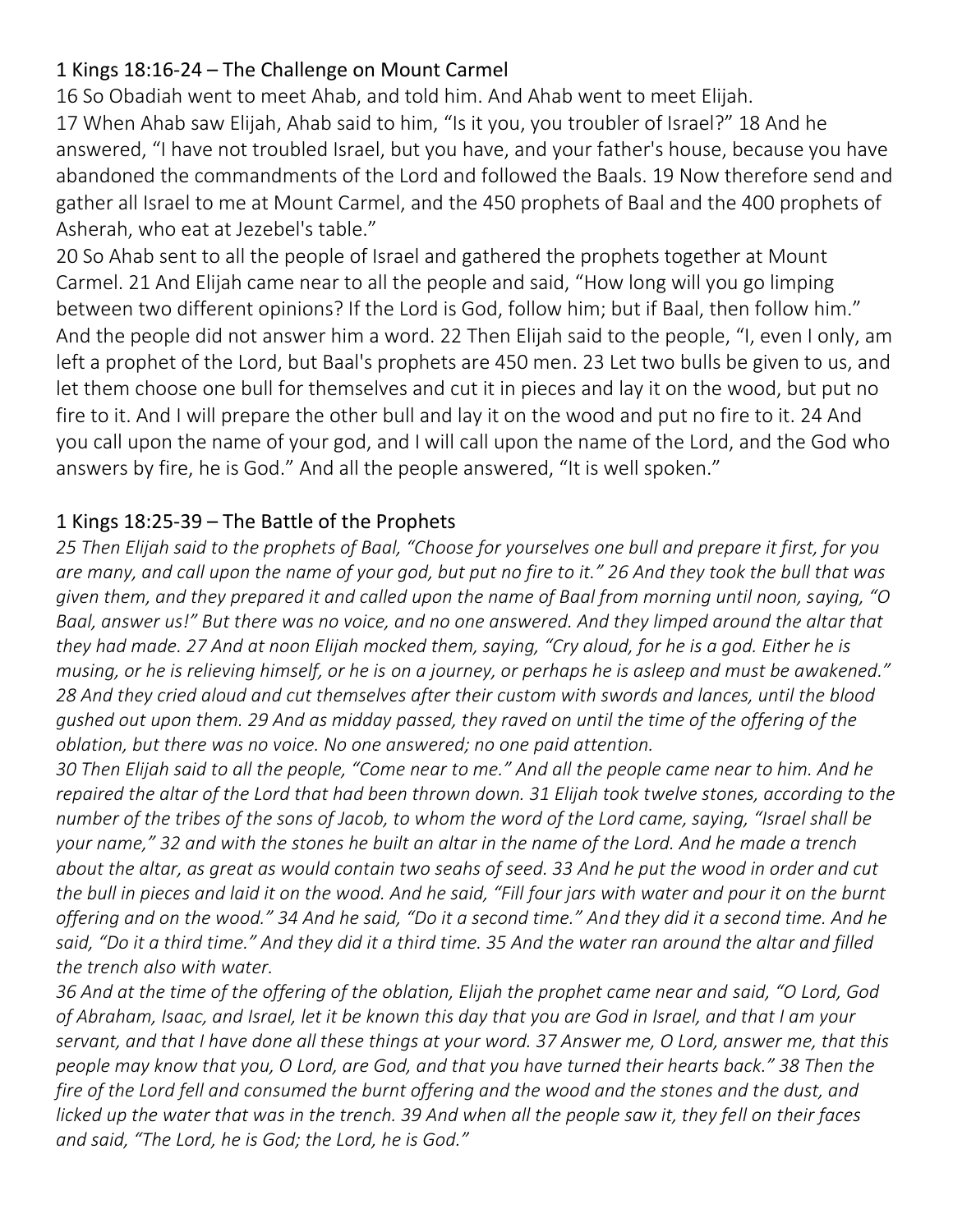## 1 Kings 18:16-24 – The Challenge on Mount Carmel

16 So Obadiah went to meet Ahab, and told him. And Ahab went to meet Elijah.
17 When Ahab saw Elijah, Ahab said to him, "Is it you, you troubler of Israel?" 18 And he answered, "I have not troubled Israel, but you have, and your father's house, because you have abandoned the commandments of the Lord and followed the Baals. 19 Now therefore send and gather all Israel to me at Mount Carmel, and the 450 prophets of Baal and the 400 prophets of Asherah, who eat at Jezebel's table."
20 So Ahab sent to all the people of Israel and gathered the prophets together at Mount Carmel. 21 And Elijah came near to all the people and said, "How long will you go limping between two different opinions? If the Lord is God, follow him; but if Baal, then follow him." And the people did not answer him a word. 22 Then Elijah said to the people, "I, even I only, am left a prophet of the Lord, but Baal's prophets are 450 men. 23 Let two bulls be given to us, and let them choose one bull for themselves and cut it in pieces and lay it on the wood, but put no fire to it. And I will prepare the other bull and lay it on the wood and put no fire to it. 24 And you call upon the name of your god, and I will call upon the name of the Lord, and the God who answers by fire, he is God." And all the people answered, "It is well spoken."

## 1 Kings 18:25-39 – The Battle of the Prophets

*25 Then Elijah said to the prophets of Baal, "Choose for yourselves one bull and prepare it first, for you are many, and call upon the name of your god, but put no fire to it." 26 And they took the bull that was given them, and they prepared it and called upon the name of Baal from morning until noon, saying, "O Baal, answer us!" But there was no voice, and no one answered. And they limped around the altar that they had made. 27 And at noon Elijah mocked them, saying, "Cry aloud, for he is a god. Either he is musing, or he is relieving himself, or he is on a journey, or perhaps he is asleep and must be awakened." 28 And they cried aloud and cut themselves after their custom with swords and lances, until the blood gushed out upon them. 29 And as midday passed, they raved on until the time of the offering of the oblation, but there was no voice. No one answered; no one paid attention.*
*30 Then Elijah said to all the people, "Come near to me." And all the people came near to him. And he repaired the altar of the Lord that had been thrown down. 31 Elijah took twelve stones, according to the number of the tribes of the sons of Jacob, to whom the word of the Lord came, saying, "Israel shall be your name," 32 and with the stones he built an altar in the name of the Lord. And he made a trench about the altar, as great as would contain two seahs of seed. 33 And he put the wood in order and cut the bull in pieces and laid it on the wood. And he said, "Fill four jars with water and pour it on the burnt offering and on the wood." 34 And he said, "Do it a second time." And they did it a second time. And he said, "Do it a third time." And they did it a third time. 35 And the water ran around the altar and filled the trench also with water.*
*36 And at the time of the offering of the oblation, Elijah the prophet came near and said, "O Lord, God of Abraham, Isaac, and Israel, let it be known this day that you are God in Israel, and that I am your servant, and that I have done all these things at your word. 37 Answer me, O Lord, answer me, that this people may know that you, O Lord, are God, and that you have turned their hearts back." 38 Then the fire of the Lord fell and consumed the burnt offering and the wood and the stones and the dust, and licked up the water that was in the trench. 39 And when all the people saw it, they fell on their faces and said, "The Lord, he is God; the Lord, he is God."*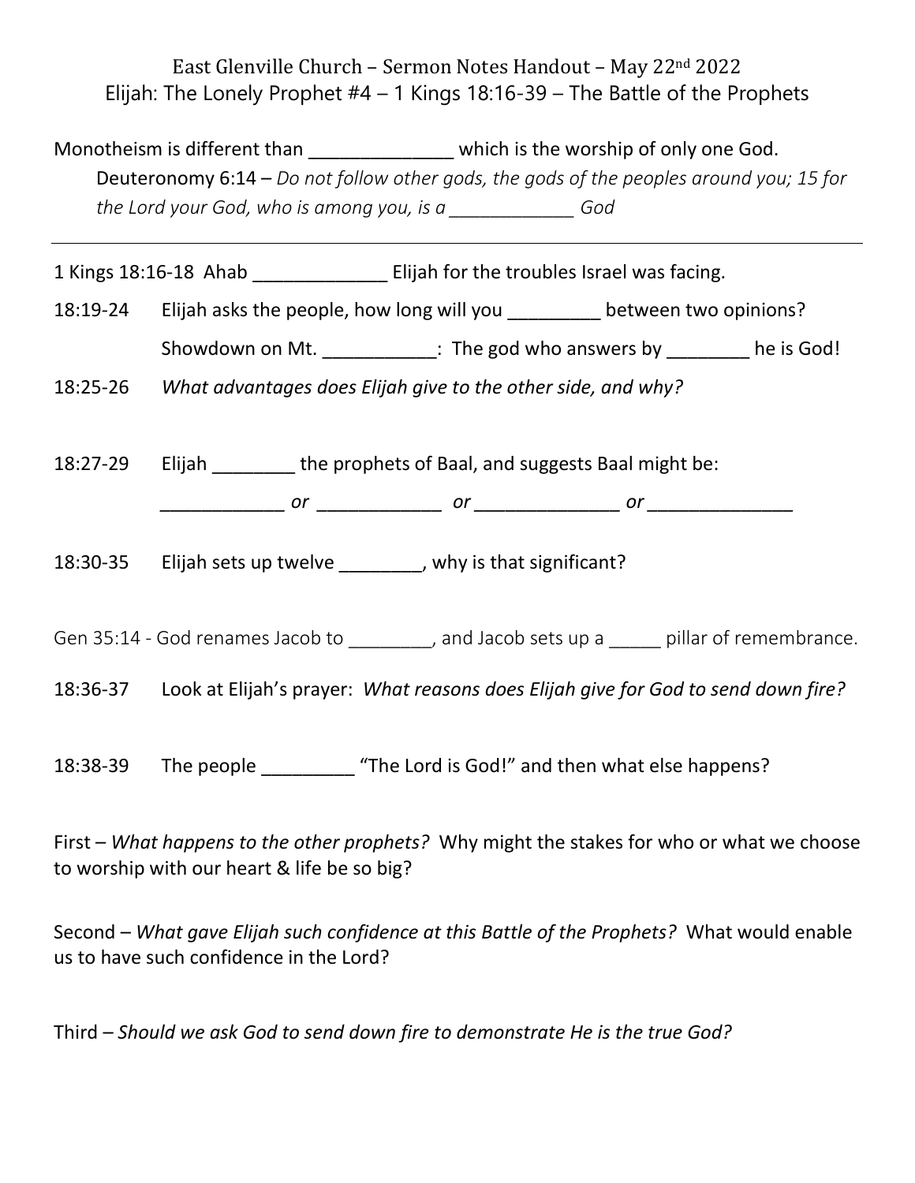East Glenville Church – Sermon Notes Handout – May 22nd 2022

Elijah: The Lonely Prophet #4 – 1 Kings 18:16-39 – The Battle of the Prophets

Monotheism is different than _____________ which is the worship of only one God.

Deuteronomy 6:14 – *Do not follow other gods, the gods of the peoples around you; 15 for the Lord your God, who is among you, is a ____________ God*

---

1 Kings 18:16-18 Ahab _____________ Elijah for the troubles Israel was facing.

18:19-24 Elijah asks the people, how long will you _________ between two opinions?

Showdown on Mt. ___________: The god who answers by ________ he is God!

18:25-26 *What advantages does Elijah give to the other side, and why?*

18:27-29 Elijah ________ the prophets of Baal, and suggests Baal might be:

____________ *or* ____________ *or* ______________ *or* ______________

18:30-35 Elijah sets up twelve ________, why is that significant?

Gen 35:14 - God renames Jacob to ________, and Jacob sets up a _____ pillar of remembrance.

18:36-37 Look at Elijah's prayer: *What reasons does Elijah give for God to send down fire?*

18:38-39 The people _________ "The Lord is God!" and then what else happens?

First – *What happens to the other prophets?* Why might the stakes for who or what we choose to worship with our heart & life be so big?

Second – *What gave Elijah such confidence at this Battle of the Prophets?* What would enable us to have such confidence in the Lord?

Third – *Should we ask God to send down fire to demonstrate He is the true God?*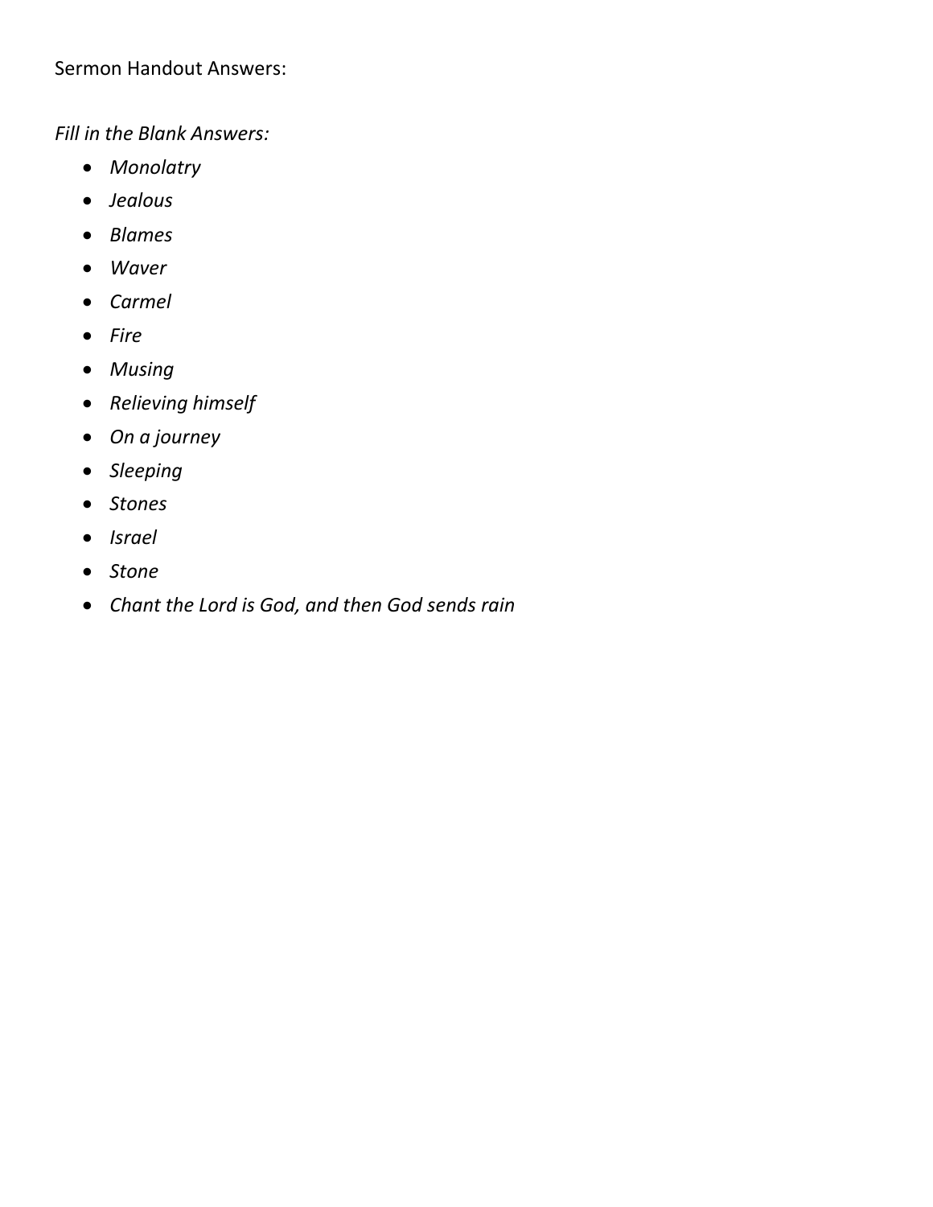Sermon Handout Answers:

*Fill in the Blank Answers:*

- *Monolatry*
- *Jealous*
- *Blames*
- *Waver*
- *Carmel*
- *Fire*
- *Musing*
- *Relieving himself*
- *On a journey*
- *Sleeping*
- *Stones*
- *Israel*
- *Stone*
- *Chant the Lord is God, and then God sends rain*